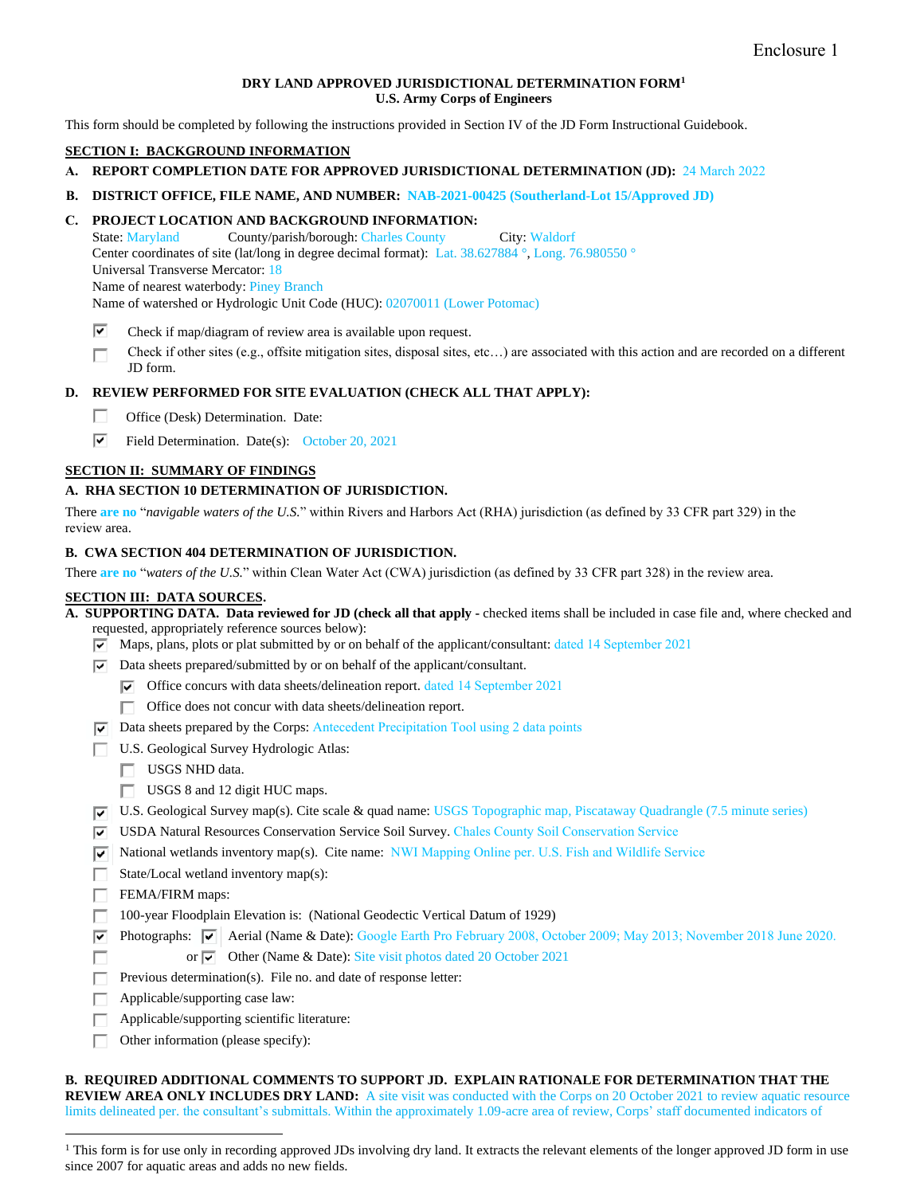Enclosure 1

**DRY LAND APPROVED JURISDICTIONAL DETERMINATION FORM**[1]
**U.S. Army Corps of Engineers**

This form should be completed by following the instructions provided in Section IV of the JD Form Instructional Guidebook.

## SECTION I: BACKGROUND INFORMATION

**A. REPORT COMPLETION DATE FOR APPROVED JURISDICTIONAL DETERMINATION (JD):** 24 March 2022

**B. DISTRICT OFFICE, FILE NAME, AND NUMBER:** NAB-2021-00425 (Southerland-Lot 15/Approved JD)

**C. PROJECT LOCATION AND BACKGROUND INFORMATION:**

State: Maryland County/parish/borough: Charles County City: Waldorf
Center coordinates of site (lat/long in degree decimal format): Lat. 38.627884 °, Long. 76.980550 °
Universal Transverse Mercator: 18
Name of nearest waterbody: Piney Branch
Name of watershed or Hydrologic Unit Code (HUC): 02070011 (Lower Potomac)

- [x] Check if map/diagram of review area is available upon request.
- [ ] Check if other sites (e.g., offsite mitigation sites, disposal sites, etc…) are associated with this action and are recorded on a different JD form.

**D. REVIEW PERFORMED FOR SITE EVALUATION (CHECK ALL THAT APPLY):**

- [ ] Office (Desk) Determination. Date:
- [x] Field Determination. Date(s): October 20, 2021

## SECTION II: SUMMARY OF FINDINGS

**A. RHA SECTION 10 DETERMINATION OF JURISDICTION.**

There **are no** "*navigable waters of the U.S.*" within Rivers and Harbors Act (RHA) jurisdiction (as defined by 33 CFR part 329) in the review area.

**B. CWA SECTION 404 DETERMINATION OF JURISDICTION.**

There **are no** "*waters of the U.S.*" within Clean Water Act (CWA) jurisdiction (as defined by 33 CFR part 328) in the review area.

## SECTION III: DATA SOURCES.

**A. SUPPORTING DATA. Data reviewed for JD (check all that apply -** checked items shall be included in case file and, where checked and requested, appropriately reference sources below):

- [x] Maps, plans, plots or plat submitted by or on behalf of the applicant/consultant: dated 14 September 2021
- [x] Data sheets prepared/submitted by or on behalf of the applicant/consultant.
  - [x] Office concurs with data sheets/delineation report. dated 14 September 2021
  - [ ] Office does not concur with data sheets/delineation report.
- [x] Data sheets prepared by the Corps: Antecedent Precipitation Tool using 2 data points
- [ ] U.S. Geological Survey Hydrologic Atlas:
  - [ ] USGS NHD data.
  - [ ] USGS 8 and 12 digit HUC maps.
- [x] U.S. Geological Survey map(s). Cite scale & quad name: USGS Topographic map, Piscataway Quadrangle (7.5 minute series)
- [x] USDA Natural Resources Conservation Service Soil Survey. Chales County Soil Conservation Service
- [x] National wetlands inventory map(s). Cite name: NWI Mapping Online per. U.S. Fish and Wildlife Service
- [ ] State/Local wetland inventory map(s):
- [ ] FEMA/FIRM maps:
- [ ] 100-year Floodplain Elevation is: (National Geodectic Vertical Datum of 1929)
- [x] Photographs: [x] Aerial (Name & Date): Google Earth Pro February 2008, October 2009; May 2013; November 2018 June 2020.
- [ ] or [x] Other (Name & Date): Site visit photos dated 20 October 2021
- [ ] Previous determination(s). File no. and date of response letter:
- [ ] Applicable/supporting case law:
- [ ] Applicable/supporting scientific literature:
- [ ] Other information (please specify):

**B. REQUIRED ADDITIONAL COMMENTS TO SUPPORT JD. EXPLAIN RATIONALE FOR DETERMINATION THAT THE REVIEW AREA ONLY INCLUDES DRY LAND:** A site visit was conducted with the Corps on 20 October 2021 to review aquatic resource limits delineated per. the consultant's submittals. Within the approximately 1.09-acre area of review, Corps' staff documented indicators of

[1] This form is for use only in recording approved JDs involving dry land. It extracts the relevant elements of the longer approved JD form in use since 2007 for aquatic areas and adds no new fields.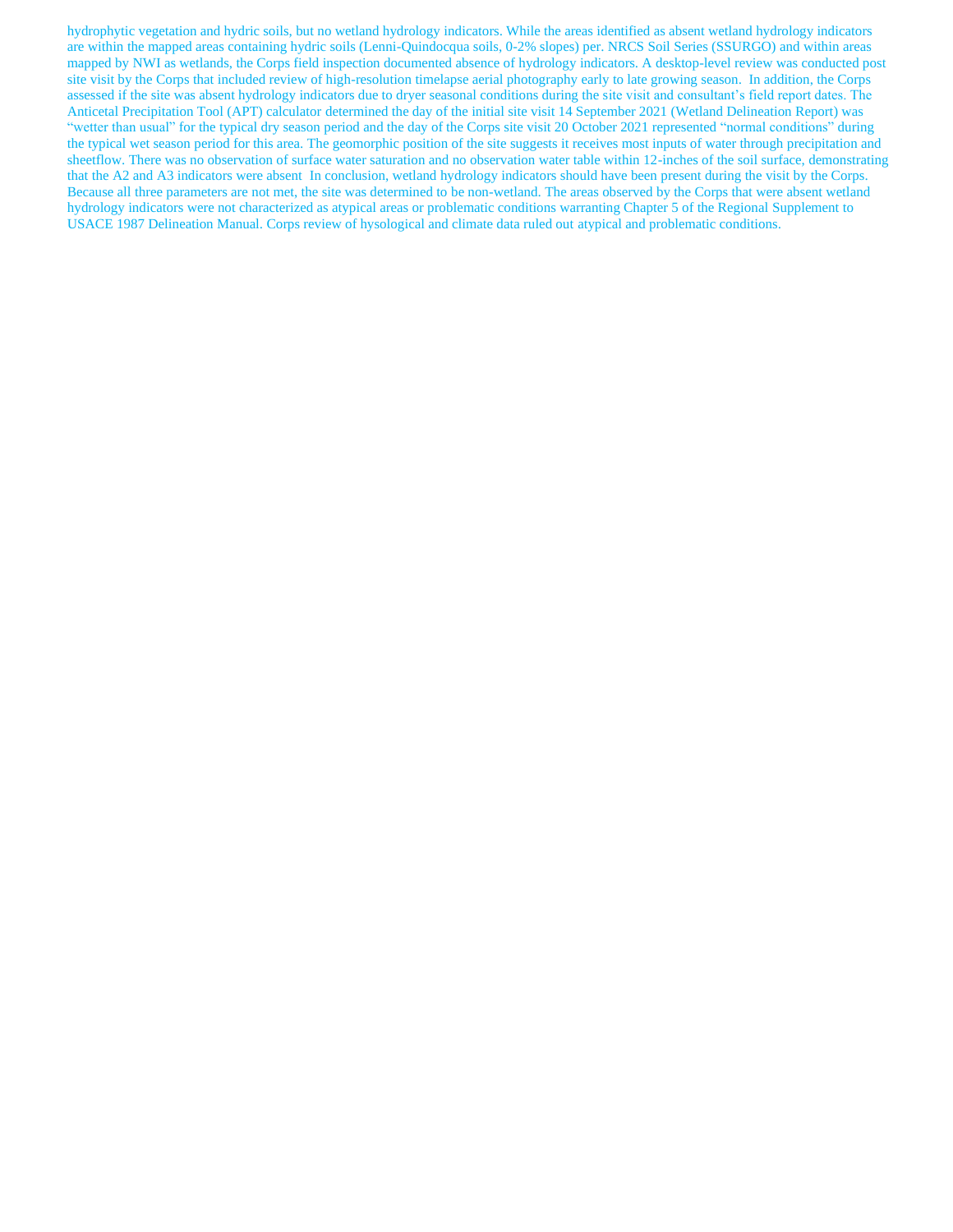hydrophytic vegetation and hydric soils, but no wetland hydrology indicators. While the areas identified as absent wetland hydrology indicators are within the mapped areas containing hydric soils (Lenni-Quindocqua soils, 0-2% slopes) per. NRCS Soil Series (SSURGO) and within areas mapped by NWI as wetlands, the Corps field inspection documented absence of hydrology indicators. A desktop-level review was conducted post site visit by the Corps that included review of high-resolution timelapse aerial photography early to late growing season. In addition, the Corps assessed if the site was absent hydrology indicators due to dryer seasonal conditions during the site visit and consultant's field report dates. The Anticetal Precipitation Tool (APT) calculator determined the day of the initial site visit 14 September 2021 (Wetland Delineation Report) was "wetter than usual" for the typical dry season period and the day of the Corps site visit 20 October 2021 represented "normal conditions" during the typical wet season period for this area. The geomorphic position of the site suggests it receives most inputs of water through precipitation and sheetflow. There was no observation of surface water saturation and no observation water table within 12-inches of the soil surface, demonstrating that the A2 and A3 indicators were absent In conclusion, wetland hydrology indicators should have been present during the visit by the Corps. Because all three parameters are not met, the site was determined to be non-wetland. The areas observed by the Corps that were absent wetland hydrology indicators were not characterized as atypical areas or problematic conditions warranting Chapter 5 of the Regional Supplement to USACE 1987 Delineation Manual. Corps review of hysological and climate data ruled out atypical and problematic conditions.